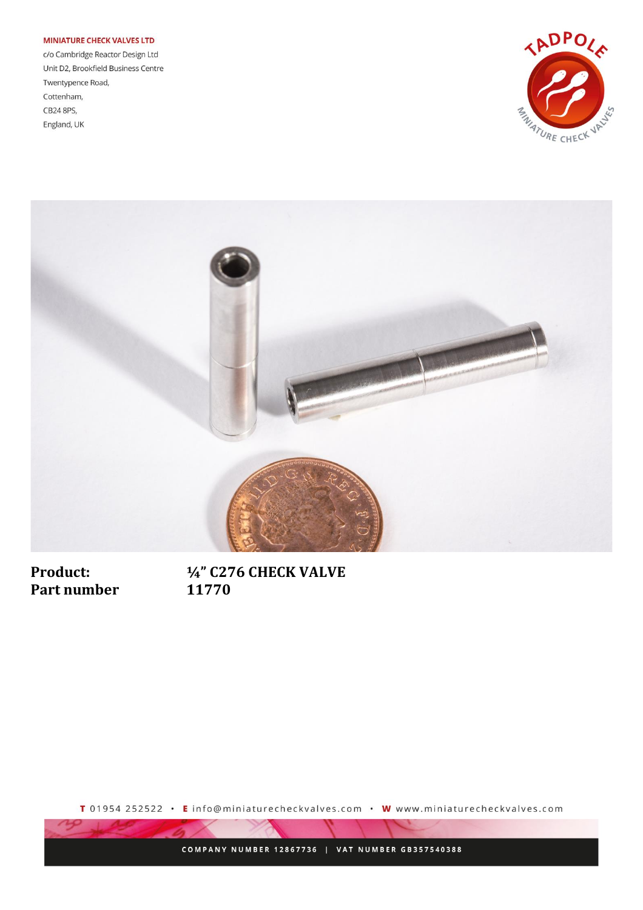**MINIATURE CHECK VALVES LTD**
c/o Cambridge Reactor Design Ltd
Unit D2, Brookfield Business Centre
Twentypence Road,
Cottenham,
CB24 8PS,
England, UK

| | |
|---|---|
| **Product:** | **¼" C276 CHECK VALVE** |
| **Part number** | **11770** |

**T** 01954 252522 • **E** info@miniaturecheckvalves.com • **W** www.miniaturecheckvalves.com

COMPANY NUMBER 12867736 | VAT NUMBER GB357540388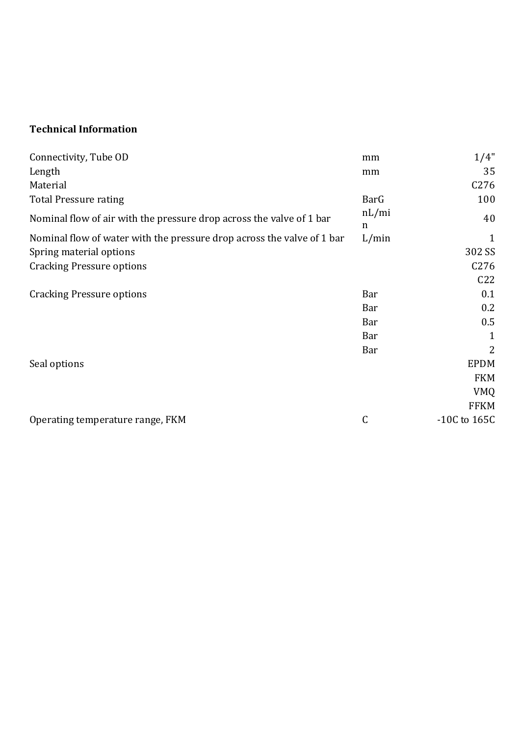**Technical Information**

| | | |
|---|---|---|
| Connectivity, Tube OD | mm | 1/4" |
| Length | mm | 35 |
| Material | | C276 |
| Total Pressure rating | BarG | 100 |
| Nominal flow of air with the pressure drop across the valve of 1 bar | nL/min | 40 |
| Nominal flow of water with the pressure drop across the valve of 1 bar | L/min | 1 |
| Spring material options | | 302 SS |
| Cracking Pressure options | | C276 |
| | | C22 |
| Cracking Pressure options | Bar | 0.1 |
| | Bar | 0.2 |
| | Bar | 0.5 |
| | Bar | 1 |
| | Bar | 2 |
| Seal options | | EPDM |
| | | FKM |
| | | VMQ |
| | | FFKM |
| Operating temperature range, FKM | C | -10C to 165C |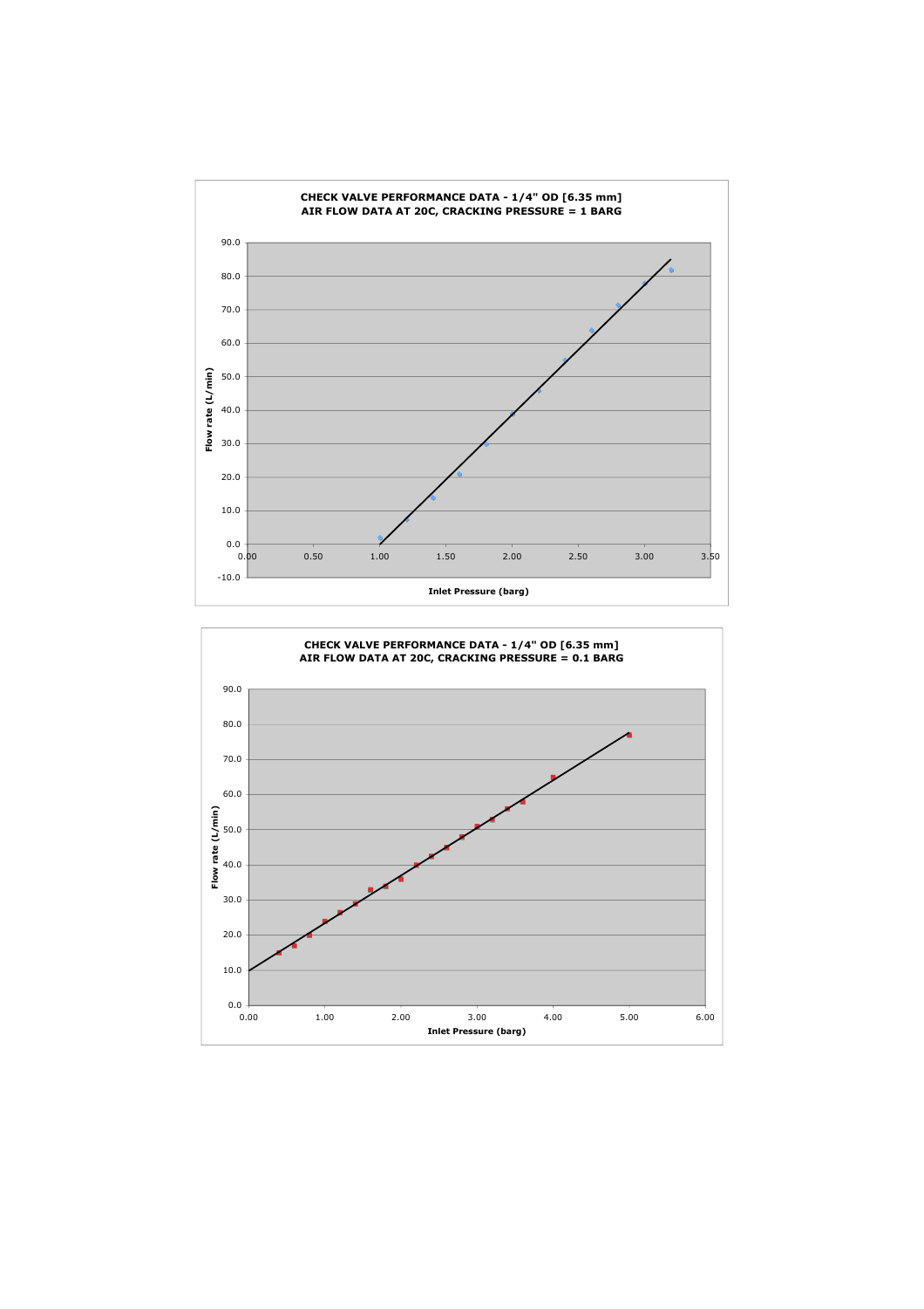**CHECK VALVE PERFORMANCE DATA - 1/4" OD [6.35 mm]**
**AIR FLOW DATA AT 20C, CRACKING PRESSURE = 1 BARG**

Flow rate (L/min)

Inlet Pressure (barg)

**CHECK VALVE PERFORMANCE DATA - 1/4" OD [6.35 mm]**
**AIR FLOW DATA AT 20C, CRACKING PRESSURE = 0.1 BARG**

Flow rate (L/min)

Inlet Pressure (barg)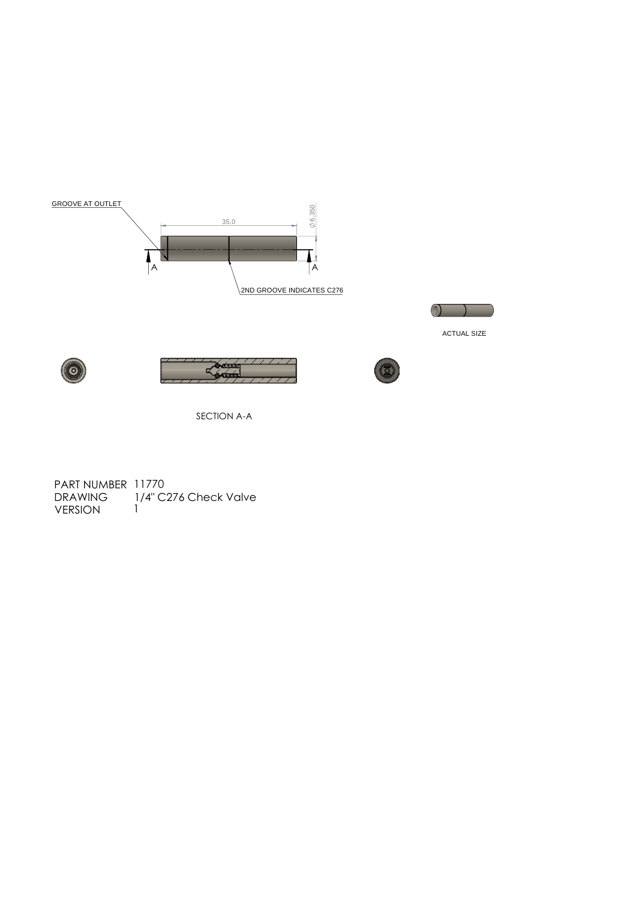GROOVE AT OUTLET

35.0

Ø 6.350

A

A

2ND GROOVE INDICATES C276

ACTUAL SIZE

SECTION A-A

PART NUMBER 11770
DRAWING 1/4" C276 Check Valve
VERSION 1